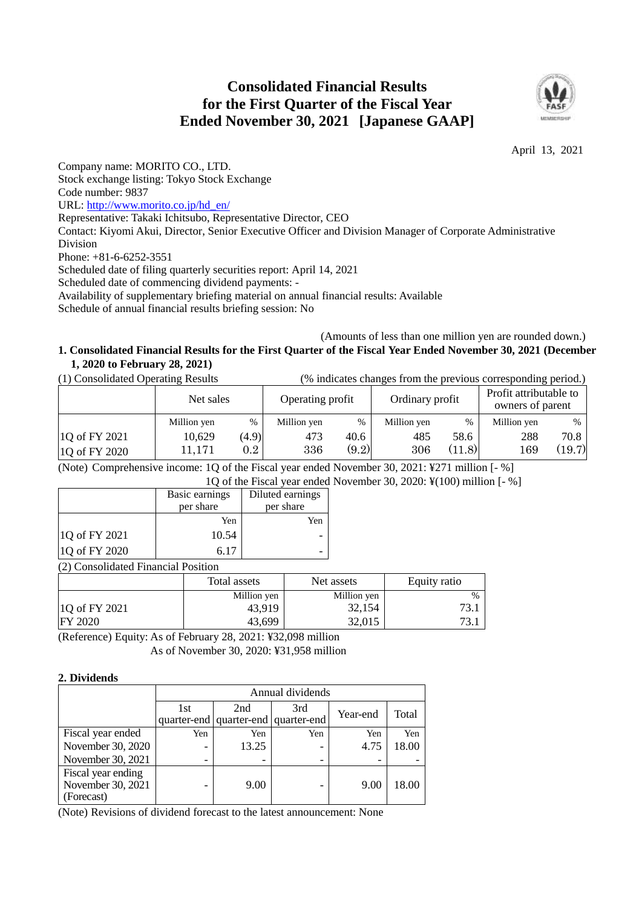# Consolidated Financial Results for the First Quarter of the Fiscal Year Ended November 30, 2021 [Japanese GAAP]

April 13, 2021

Company name: MORITO CO., LTD.
Stock exchange listing: Tokyo Stock Exchange
Code number: 9837
URL: http://www.morito.co.jp/hd_en/
Representative: Takaki Ichitsubo, Representative Director, CEO
Contact: Kiyomi Akui, Director, Senior Executive Officer and Division Manager of Corporate Administrative Division
Phone: +81-6-6252-3551
Scheduled date of filing quarterly securities report: April 14, 2021
Scheduled date of commencing dividend payments: -
Availability of supplementary briefing material on annual financial results: Available
Schedule of annual financial results briefing session: No

(Amounts of less than one million yen are rounded down.)

## 1. Consolidated Financial Results for the First Quarter of the Fiscal Year Ended November 30, 2021 (December 1, 2020 to February 28, 2021)

(1) Consolidated Operating Results (% indicates changes from the previous corresponding period.)

| | Net sales | | Operating profit | | Ordinary profit | | Profit attributable to owners of parent | |
|---|---|---|---|---|---|---|---|---|
| | Million yen | % | Million yen | % | Million yen | % | Million yen | % |
| 1Q of FY 2021 | 10,629 | (4.9) | 473 | 40.6 | 485 | 58.6 | 288 | 70.8 |
| 1Q of FY 2020 | 11,171 | 0.2 | 336 | (9.2) | 306 | (11.8) | 169 | (19.7) |

(Note) Comprehensive income: 1Q of the Fiscal year ended November 30, 2021: ¥271 million [- %]
1Q of the Fiscal year ended November 30, 2020: ¥(100) million [- %]

| | Basic earnings per share | Diluted earnings per share |
|---|---|---|
| | Yen | Yen |
| 1Q of FY 2021 | 10.54 | - |
| 1Q of FY 2020 | 6.17 | - |

(2) Consolidated Financial Position

| | Total assets | Net assets | Equity ratio |
|---|---|---|---|
| | Million yen | Million yen | % |
| 1Q of FY 2021 | 43,919 | 32,154 | 73.1 |
| FY 2020 | 43,699 | 32,015 | 73.1 |

(Reference) Equity: As of February 28, 2021: ¥32,098 million
As of November 30, 2020: ¥31,958 million

## 2. Dividends

| | Annual dividends | | | | |
|---|---|---|---|---|---|
| | 1st quarter-end | 2nd quarter-end | 3rd quarter-end | Year-end | Total |
| Fiscal year ended | Yen | Yen | Yen | Yen | Yen |
| November 30, 2020 | - | 13.25 | - | 4.75 | 18.00 |
| November 30, 2021 | - | - | - | - | - |
| Fiscal year ending November 30, 2021 (Forecast) | - | 9.00 | - | 9.00 | 18.00 |

(Note) Revisions of dividend forecast to the latest announcement: None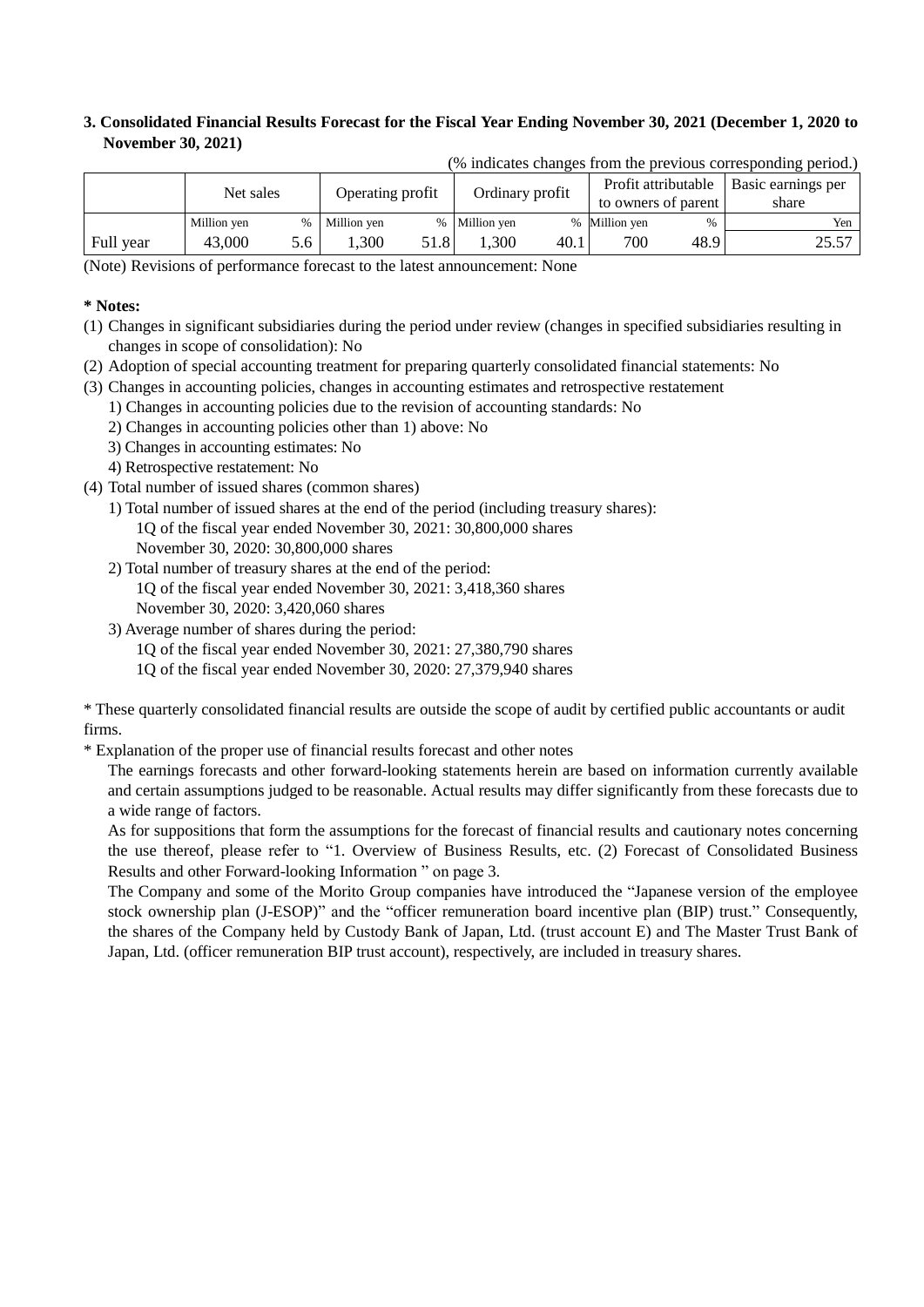### 3. Consolidated Financial Results Forecast for the Fiscal Year Ending November 30, 2021 (December 1, 2020 to November 30, 2021)

(% indicates changes from the previous corresponding period.)

| | Net sales | | Operating profit | | Ordinary profit | | Profit attributable to owners of parent | | Basic earnings per share |
|---|---|---|---|---|---|---|---|---|---|
| | Million yen | % | Million yen | % | Million yen | % | Million yen | % | Yen |
| Full year | 43,000 | 5.6 | 1,300 | 51.8 | 1,300 | 40.1 | 700 | 48.9 | 25.57 |

(Note) Revisions of performance forecast to the latest announcement: None

**\* Notes:**

(1) Changes in significant subsidiaries during the period under review (changes in specified subsidiaries resulting in changes in scope of consolidation): No

(2) Adoption of special accounting treatment for preparing quarterly consolidated financial statements: No

(3) Changes in accounting policies, changes in accounting estimates and retrospective restatement
   1) Changes in accounting policies due to the revision of accounting standards: No
   2) Changes in accounting policies other than 1) above: No
   3) Changes in accounting estimates: No
   4) Retrospective restatement: No

(4) Total number of issued shares (common shares)
   1) Total number of issued shares at the end of the period (including treasury shares):
      1Q of the fiscal year ended November 30, 2021: 30,800,000 shares
      November 30, 2020: 30,800,000 shares
   2) Total number of treasury shares at the end of the period:
      1Q of the fiscal year ended November 30, 2021: 3,418,360 shares
      November 30, 2020: 3,420,060 shares
   3) Average number of shares during the period:
      1Q of the fiscal year ended November 30, 2021: 27,380,790 shares
      1Q of the fiscal year ended November 30, 2020: 27,379,940 shares

\* These quarterly consolidated financial results are outside the scope of audit by certified public accountants or audit firms.

\* Explanation of the proper use of financial results forecast and other notes

The earnings forecasts and other forward-looking statements herein are based on information currently available and certain assumptions judged to be reasonable. Actual results may differ significantly from these forecasts due to a wide range of factors.

As for suppositions that form the assumptions for the forecast of financial results and cautionary notes concerning the use thereof, please refer to "1. Overview of Business Results, etc. (2) Forecast of Consolidated Business Results and other Forward-looking Information " on page 3.

The Company and some of the Morito Group companies have introduced the "Japanese version of the employee stock ownership plan (J-ESOP)" and the "officer remuneration board incentive plan (BIP) trust." Consequently, the shares of the Company held by Custody Bank of Japan, Ltd. (trust account E) and The Master Trust Bank of Japan, Ltd. (officer remuneration BIP trust account), respectively, are included in treasury shares.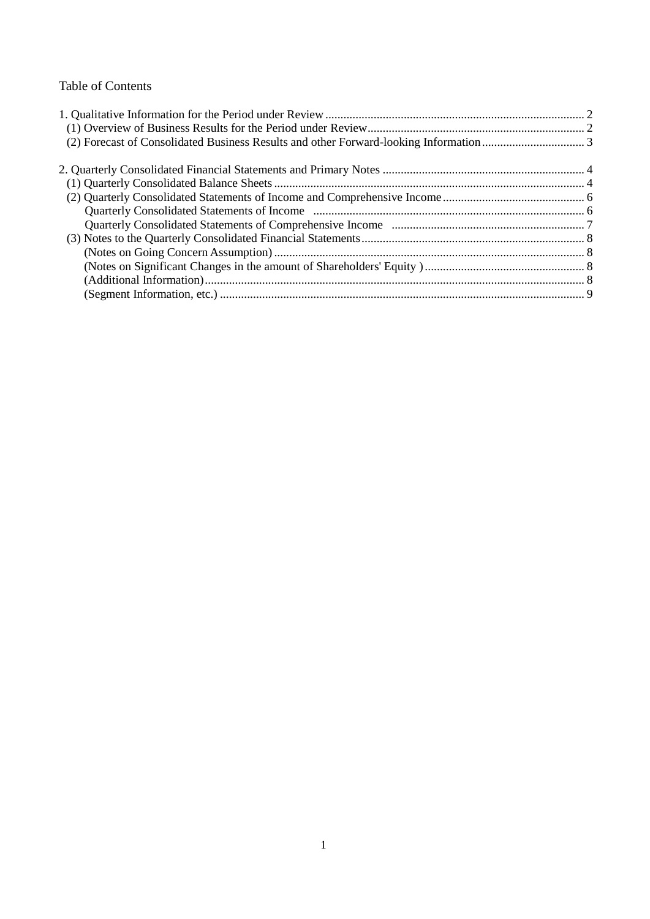# Table of Contents

1. Qualitative Information for the Period under Review ..................................................................................... 2
   (1) Overview of Business Results for the Period under Review....................................................................... 2
   (2) Forecast of Consolidated Business Results and other Forward-looking Information.................................. 3

2. Quarterly Consolidated Financial Statements and Primary Notes .................................................................. 4
   (1) Quarterly Consolidated Balance Sheets ...................................................................................................... 4
   (2) Quarterly Consolidated Statements of Income and Comprehensive Income .............................................. 6
      Quarterly Consolidated Statements of Income ........................................................................................ 6
      Quarterly Consolidated Statements of Comprehensive Income ............................................................... 7
   (3) Notes to the Quarterly Consolidated Financial Statements......................................................................... 8
      (Notes on Going Concern Assumption) ...................................................................................................... 8
      (Notes on Significant Changes in the amount of Shareholders' Equity ) .................................................... 8
      (Additional Information)............................................................................................................................. 8
      (Segment Information, etc.) ........................................................................................................................ 9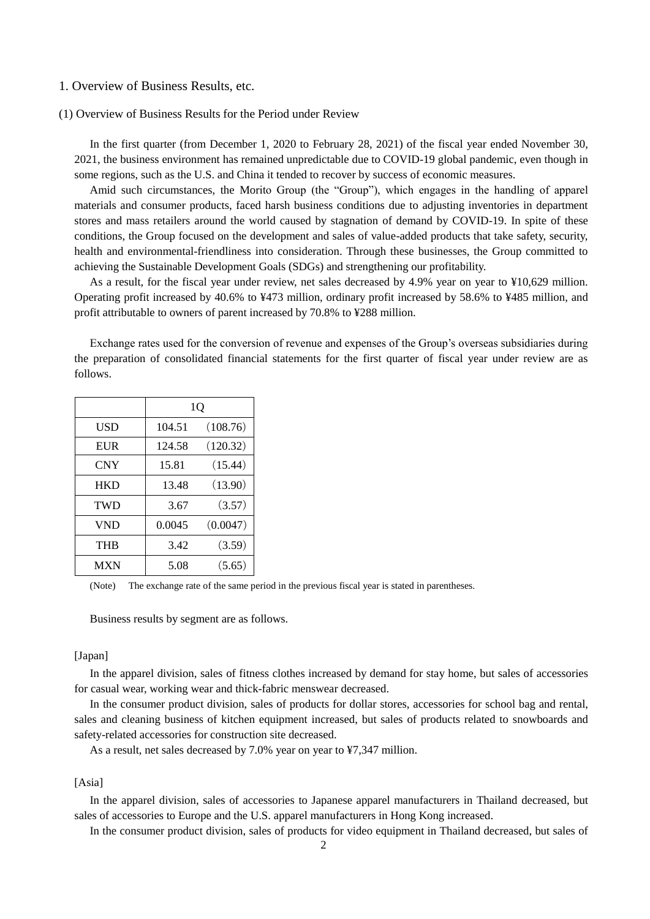## 1. Overview of Business Results, etc.

### (1) Overview of Business Results for the Period under Review

In the first quarter (from December 1, 2020 to February 28, 2021) of the fiscal year ended November 30, 2021, the business environment has remained unpredictable due to COVID-19 global pandemic, even though in some regions, such as the U.S. and China it tended to recover by success of economic measures.

Amid such circumstances, the Morito Group (the "Group"), which engages in the handling of apparel materials and consumer products, faced harsh business conditions due to adjusting inventories in department stores and mass retailers around the world caused by stagnation of demand by COVID-19. In spite of these conditions, the Group focused on the development and sales of value-added products that take safety, security, health and environmental-friendliness into consideration. Through these businesses, the Group committed to achieving the Sustainable Development Goals (SDGs) and strengthening our profitability.

As a result, for the fiscal year under review, net sales decreased by 4.9% year on year to ¥10,629 million. Operating profit increased by 40.6% to ¥473 million, ordinary profit increased by 58.6% to ¥485 million, and profit attributable to owners of parent increased by 70.8% to ¥288 million.

Exchange rates used for the conversion of revenue and expenses of the Group's overseas subsidiaries during the preparation of consolidated financial statements for the first quarter of fiscal year under review are as follows.

| | 1Q | |
|---|---|---|
| USD | 104.51 | (108.76) |
| EUR | 124.58 | (120.32) |
| CNY | 15.81 | (15.44) |
| HKD | 13.48 | (13.90) |
| TWD | 3.67 | (3.57) |
| VND | 0.0045 | (0.0047) |
| THB | 3.42 | (3.59) |
| MXN | 5.08 | (5.65) |

(Note) The exchange rate of the same period in the previous fiscal year is stated in parentheses.

Business results by segment are as follows.

[Japan]

In the apparel division, sales of fitness clothes increased by demand for stay home, but sales of accessories for casual wear, working wear and thick-fabric menswear decreased.

In the consumer product division, sales of products for dollar stores, accessories for school bag and rental, sales and cleaning business of kitchen equipment increased, but sales of products related to snowboards and safety-related accessories for construction site decreased.

As a result, net sales decreased by 7.0% year on year to ¥7,347 million.

[Asia]

In the apparel division, sales of accessories to Japanese apparel manufacturers in Thailand decreased, but sales of accessories to Europe and the U.S. apparel manufacturers in Hong Kong increased.

In the consumer product division, sales of products for video equipment in Thailand decreased, but sales of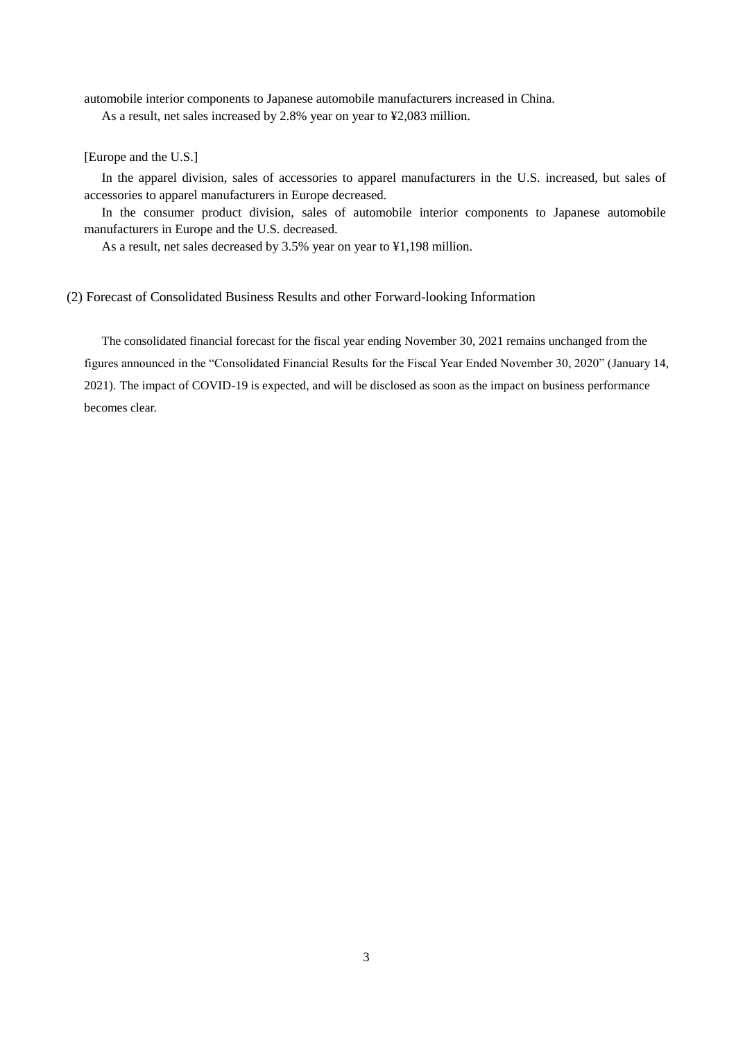automobile interior components to Japanese automobile manufacturers increased in China.

As a result, net sales increased by 2.8% year on year to ¥2,083 million.

[Europe and the U.S.]

In the apparel division, sales of accessories to apparel manufacturers in the U.S. increased, but sales of accessories to apparel manufacturers in Europe decreased.

In the consumer product division, sales of automobile interior components to Japanese automobile manufacturers in Europe and the U.S. decreased.

As a result, net sales decreased by 3.5% year on year to ¥1,198 million.

## (2) Forecast of Consolidated Business Results and other Forward-looking Information

The consolidated financial forecast for the fiscal year ending November 30, 2021 remains unchanged from the figures announced in the “Consolidated Financial Results for the Fiscal Year Ended November 30, 2020” (January 14, 2021). The impact of COVID-19 is expected, and will be disclosed as soon as the impact on business performance becomes clear.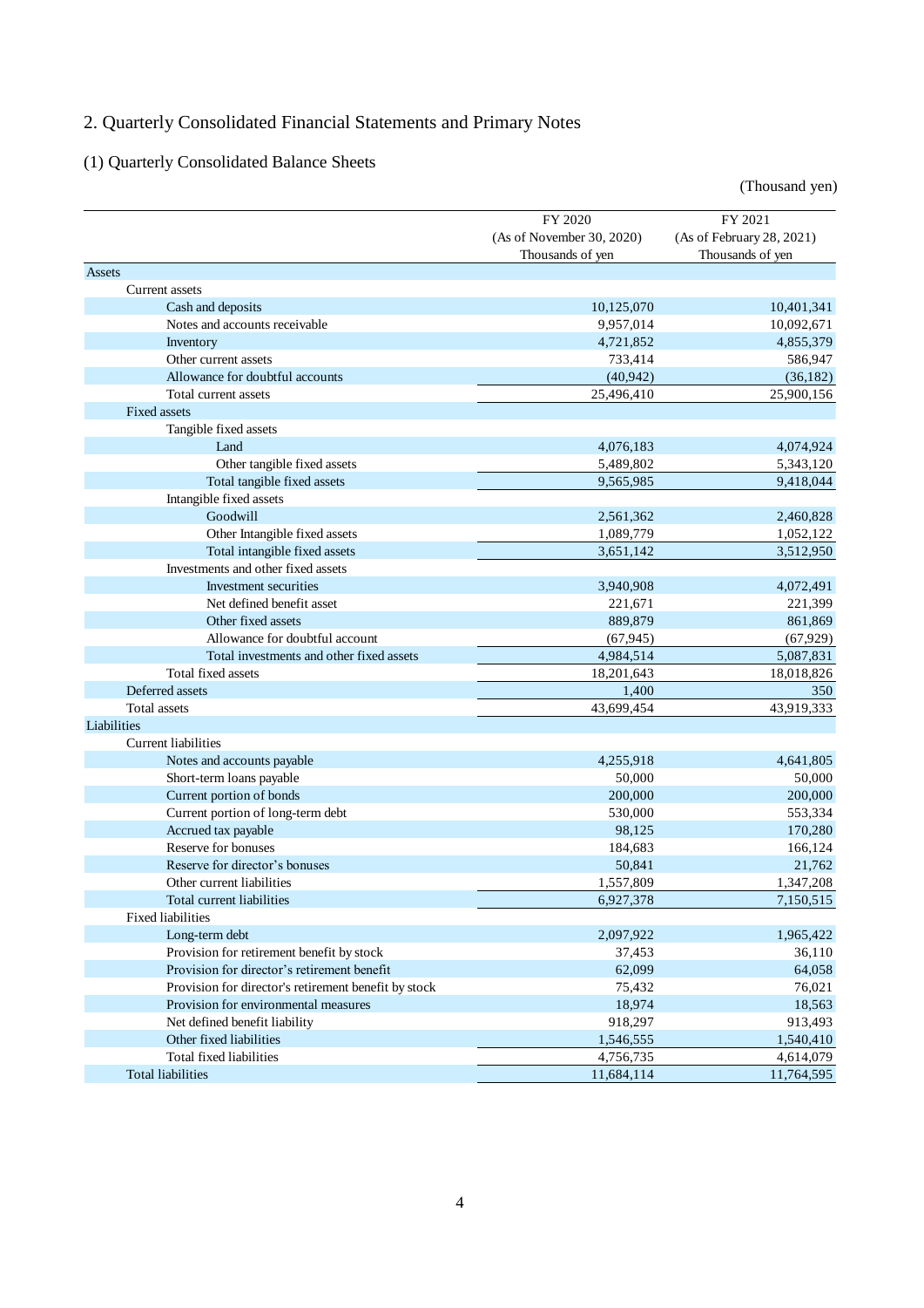## 2. Quarterly Consolidated Financial Statements and Primary Notes

### (1) Quarterly Consolidated Balance Sheets

(Thousand yen)

| | FY 2020 (As of November 30, 2020) Thousands of yen | FY 2021 (As of February 28, 2021) Thousands of yen |
|---|---|---|
| Assets | | |
| Current assets | | |
| Cash and deposits | 10,125,070 | 10,401,341 |
| Notes and accounts receivable | 9,957,014 | 10,092,671 |
| Inventory | 4,721,852 | 4,855,379 |
| Other current assets | 733,414 | 586,947 |
| Allowance for doubtful accounts | (40,942) | (36,182) |
| Total current assets | 25,496,410 | 25,900,156 |
| Fixed assets | | |
| Tangible fixed assets | | |
| Land | 4,076,183 | 4,074,924 |
| Other tangible fixed assets | 5,489,802 | 5,343,120 |
| Total tangible fixed assets | 9,565,985 | 9,418,044 |
| Intangible fixed assets | | |
| Goodwill | 2,561,362 | 2,460,828 |
| Other Intangible fixed assets | 1,089,779 | 1,052,122 |
| Total intangible fixed assets | 3,651,142 | 3,512,950 |
| Investments and other fixed assets | | |
| Investment securities | 3,940,908 | 4,072,491 |
| Net defined benefit asset | 221,671 | 221,399 |
| Other fixed assets | 889,879 | 861,869 |
| Allowance for doubtful account | (67,945) | (67,929) |
| Total investments and other fixed assets | 4,984,514 | 5,087,831 |
| Total fixed assets | 18,201,643 | 18,018,826 |
| Deferred assets | 1,400 | 350 |
| Total assets | 43,699,454 | 43,919,333 |
| Liabilities | | |
| Current liabilities | | |
| Notes and accounts payable | 4,255,918 | 4,641,805 |
| Short-term loans payable | 50,000 | 50,000 |
| Current portion of bonds | 200,000 | 200,000 |
| Current portion of long-term debt | 530,000 | 553,334 |
| Accrued tax payable | 98,125 | 170,280 |
| Reserve for bonuses | 184,683 | 166,124 |
| Reserve for director's bonuses | 50,841 | 21,762 |
| Other current liabilities | 1,557,809 | 1,347,208 |
| Total current liabilities | 6,927,378 | 7,150,515 |
| Fixed liabilities | | |
| Long-term debt | 2,097,922 | 1,965,422 |
| Provision for retirement benefit by stock | 37,453 | 36,110 |
| Provision for director's retirement benefit | 62,099 | 64,058 |
| Provision for director's retirement benefit by stock | 75,432 | 76,021 |
| Provision for environmental measures | 18,974 | 18,563 |
| Net defined benefit liability | 918,297 | 913,493 |
| Other fixed liabilities | 1,546,555 | 1,540,410 |
| Total fixed liabilities | 4,756,735 | 4,614,079 |
| Total liabilities | 11,684,114 | 11,764,595 |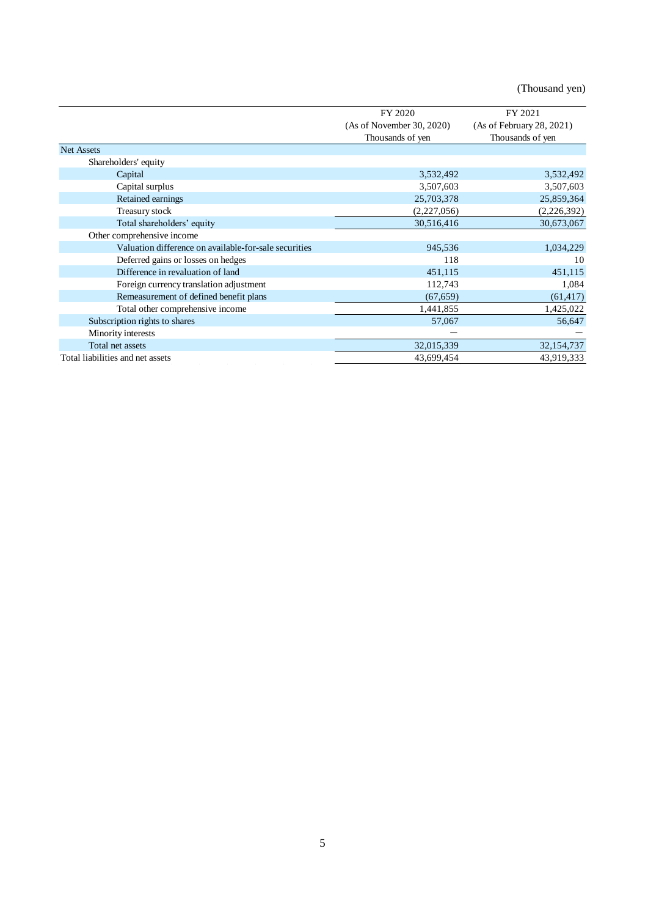(Thousand yen)

| | FY 2020 (As of November 30, 2020) Thousands of yen | FY 2021 (As of February 28, 2021) Thousands of yen |
|---|---|---|
| Net Assets | | |
| Shareholders' equity | | |
| Capital | 3,532,492 | 3,532,492 |
| Capital surplus | 3,507,603 | 3,507,603 |
| Retained earnings | 25,703,378 | 25,859,364 |
| Treasury stock | (2,227,056) | (2,226,392) |
| Total shareholders' equity | 30,516,416 | 30,673,067 |
| Other comprehensive income | | |
| Valuation difference on available-for-sale securities | 945,536 | 1,034,229 |
| Deferred gains or losses on hedges | 118 | 10 |
| Difference in revaluation of land | 451,115 | 451,115 |
| Foreign currency translation adjustment | 112,743 | 1,084 |
| Remeasurement of defined benefit plans | (67,659) | (61,417) |
| Total other comprehensive income | 1,441,855 | 1,425,022 |
| Subscription rights to shares | 57,067 | 56,647 |
| Minority interests | — | — |
| Total net assets | 32,015,339 | 32,154,737 |
| Total liabilities and net assets | 43,699,454 | 43,919,333 |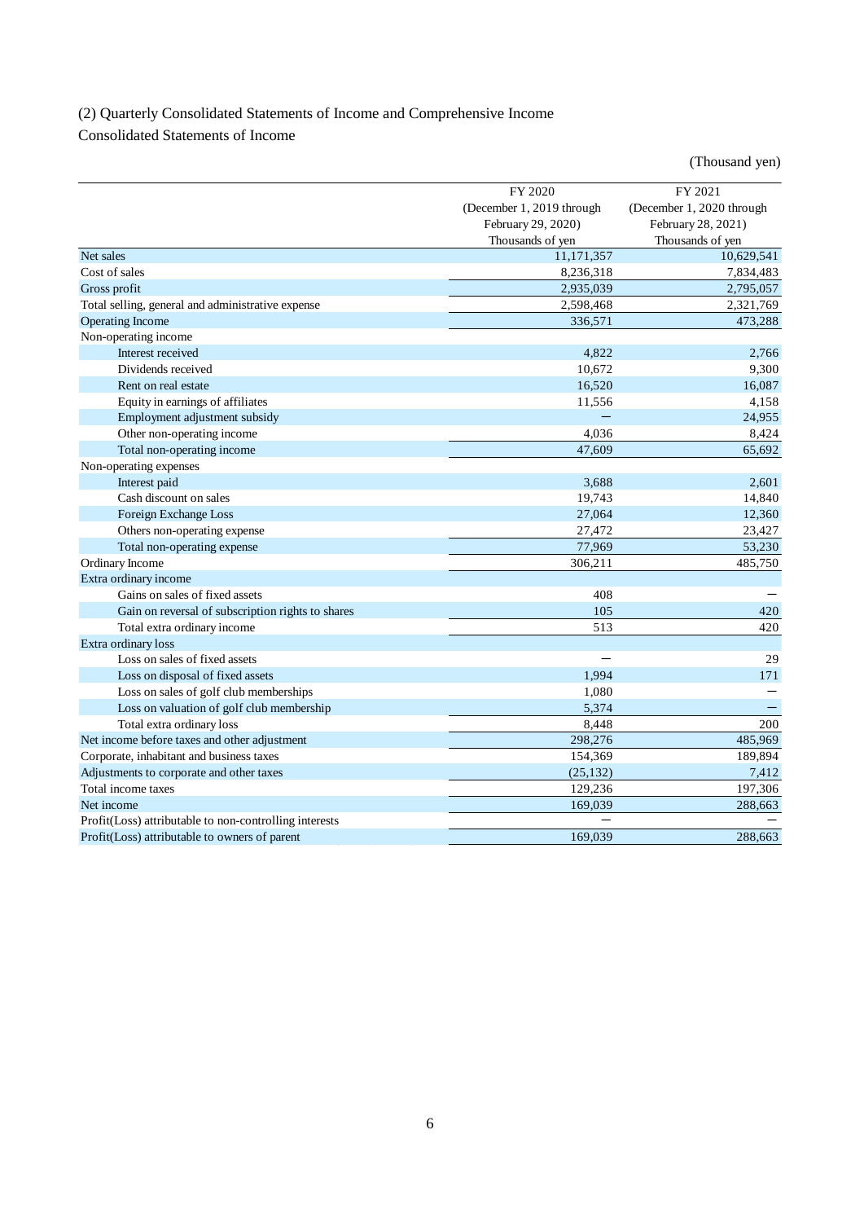## (2) Quarterly Consolidated Statements of Income and Comprehensive Income

### Consolidated Statements of Income

(Thousand yen)

| | FY 2020 (December 1, 2019 through February 29, 2020) Thousands of yen | FY 2021 (December 1, 2020 through February 28, 2021) Thousands of yen |
|---|---|---|
| Net sales | 11,171,357 | 10,629,541 |
| Cost of sales | 8,236,318 | 7,834,483 |
| Gross profit | 2,935,039 | 2,795,057 |
| Total selling, general and administrative expense | 2,598,468 | 2,321,769 |
| Operating Income | 336,571 | 473,288 |
| Non-operating income | | |
| Interest received | 4,822 | 2,766 |
| Dividends received | 10,672 | 9,300 |
| Rent on real estate | 16,520 | 16,087 |
| Equity in earnings of affiliates | 11,556 | 4,158 |
| Employment adjustment subsidy | − | 24,955 |
| Other non-operating income | 4,036 | 8,424 |
| Total non-operating income | 47,609 | 65,692 |
| Non-operating expenses | | |
| Interest paid | 3,688 | 2,601 |
| Cash discount on sales | 19,743 | 14,840 |
| Foreign Exchange Loss | 27,064 | 12,360 |
| Others non-operating expense | 27,472 | 23,427 |
| Total non-operating expense | 77,969 | 53,230 |
| Ordinary Income | 306,211 | 485,750 |
| Extra ordinary income | | |
| Gains on sales of fixed assets | 408 | − |
| Gain on reversal of subscription rights to shares | 105 | 420 |
| Total extra ordinary income | 513 | 420 |
| Extra ordinary loss | | |
| Loss on sales of fixed assets | − | 29 |
| Loss on disposal of fixed assets | 1,994 | 171 |
| Loss on sales of golf club memberships | 1,080 | − |
| Loss on valuation of golf club membership | 5,374 | − |
| Total extra ordinary loss | 8,448 | 200 |
| Net income before taxes and other adjustment | 298,276 | 485,969 |
| Corporate, inhabitant and business taxes | 154,369 | 189,894 |
| Adjustments to corporate and other taxes | (25,132) | 7,412 |
| Total income taxes | 129,236 | 197,306 |
| Net income | 169,039 | 288,663 |
| Profit(Loss) attributable to non-controlling interests | − | − |
| Profit(Loss) attributable to owners of parent | 169,039 | 288,663 |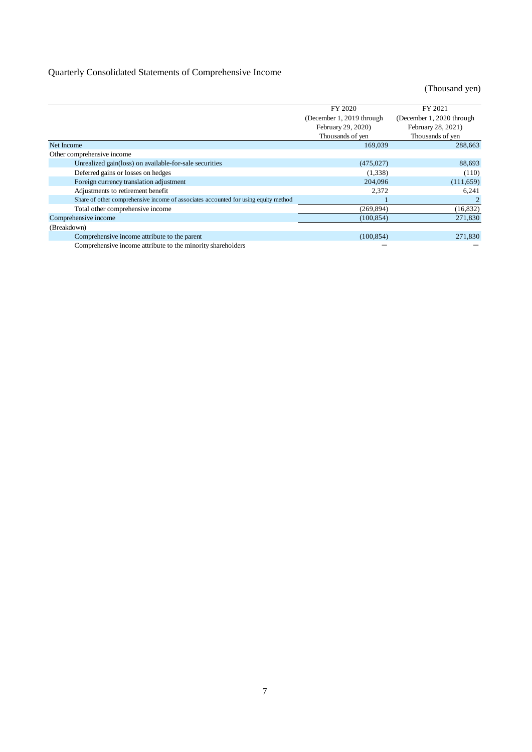## Quarterly Consolidated Statements of Comprehensive Income

(Thousand yen)

| | FY 2020 (December 1, 2019 through February 29, 2020) | FY 2021 (December 1, 2020 through February 28, 2021) |
|---|---|---|
| | Thousands of yen | Thousands of yen |
| Net Income | 169,039 | 288,663 |
| Other comprehensive income | | |
| Unrealized gain(loss) on available-for-sale securities | (475,027) | 88,693 |
| Deferred gains or losses on hedges | (1,338) | (110) |
| Foreign currency translation adjustment | 204,096 | (111,659) |
| Adjustments to retirement benefit | 2,372 | 6,241 |
| Share of other comprehensive income of associates accounted for using equity method | 1 | 2 |
| Total other comprehensive income | (269,894) | (16,832) |
| Comprehensive income | (100,854) | 271,830 |
| (Breakdown) | | |
| Comprehensive income attribute to the parent | (100,854) | 271,830 |
| Comprehensive income attribute to the minority shareholders | ー | ー |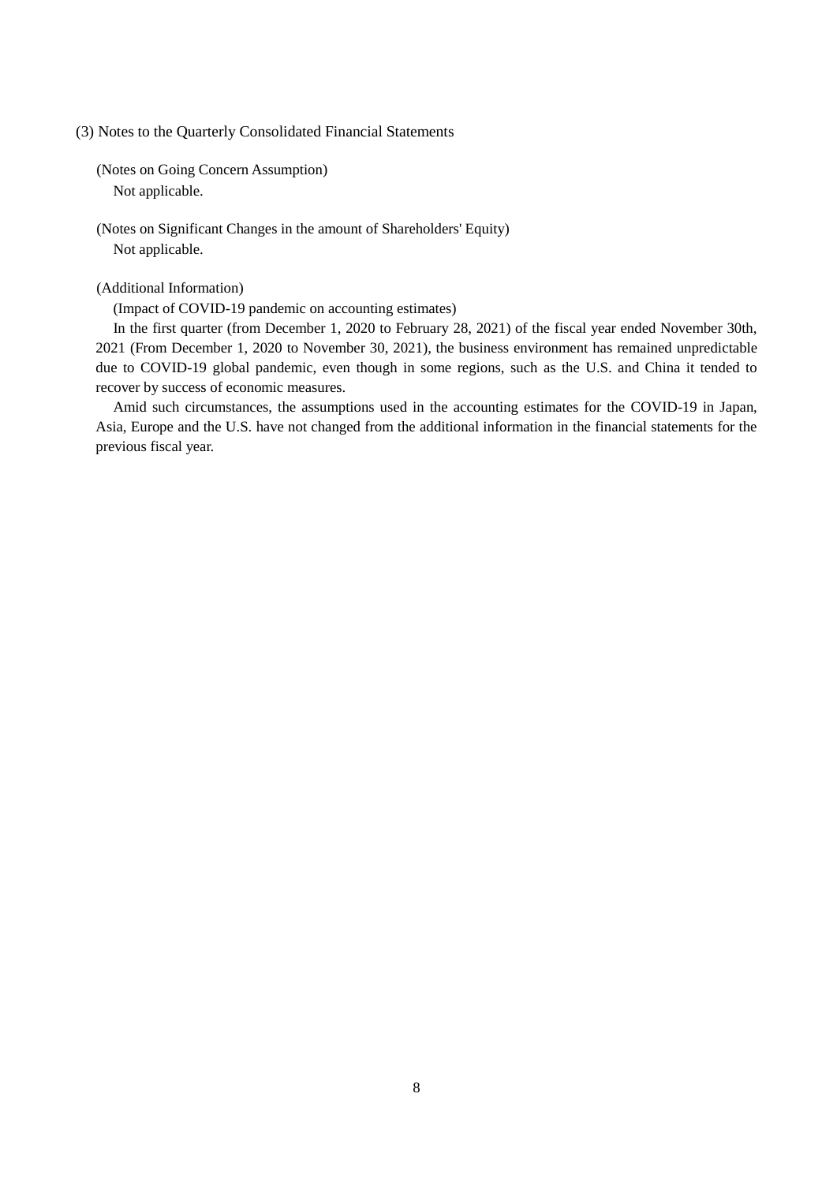### (3) Notes to the Quarterly Consolidated Financial Statements

(Notes on Going Concern Assumption)

Not applicable.

(Notes on Significant Changes in the amount of Shareholders' Equity)

Not applicable.

(Additional Information)

(Impact of COVID-19 pandemic on accounting estimates)

In the first quarter (from December 1, 2020 to February 28, 2021) of the fiscal year ended November 30th, 2021 (From December 1, 2020 to November 30, 2021), the business environment has remained unpredictable due to COVID-19 global pandemic, even though in some regions, such as the U.S. and China it tended to recover by success of economic measures.

Amid such circumstances, the assumptions used in the accounting estimates for the COVID-19 in Japan, Asia, Europe and the U.S. have not changed from the additional information in the financial statements for the previous fiscal year.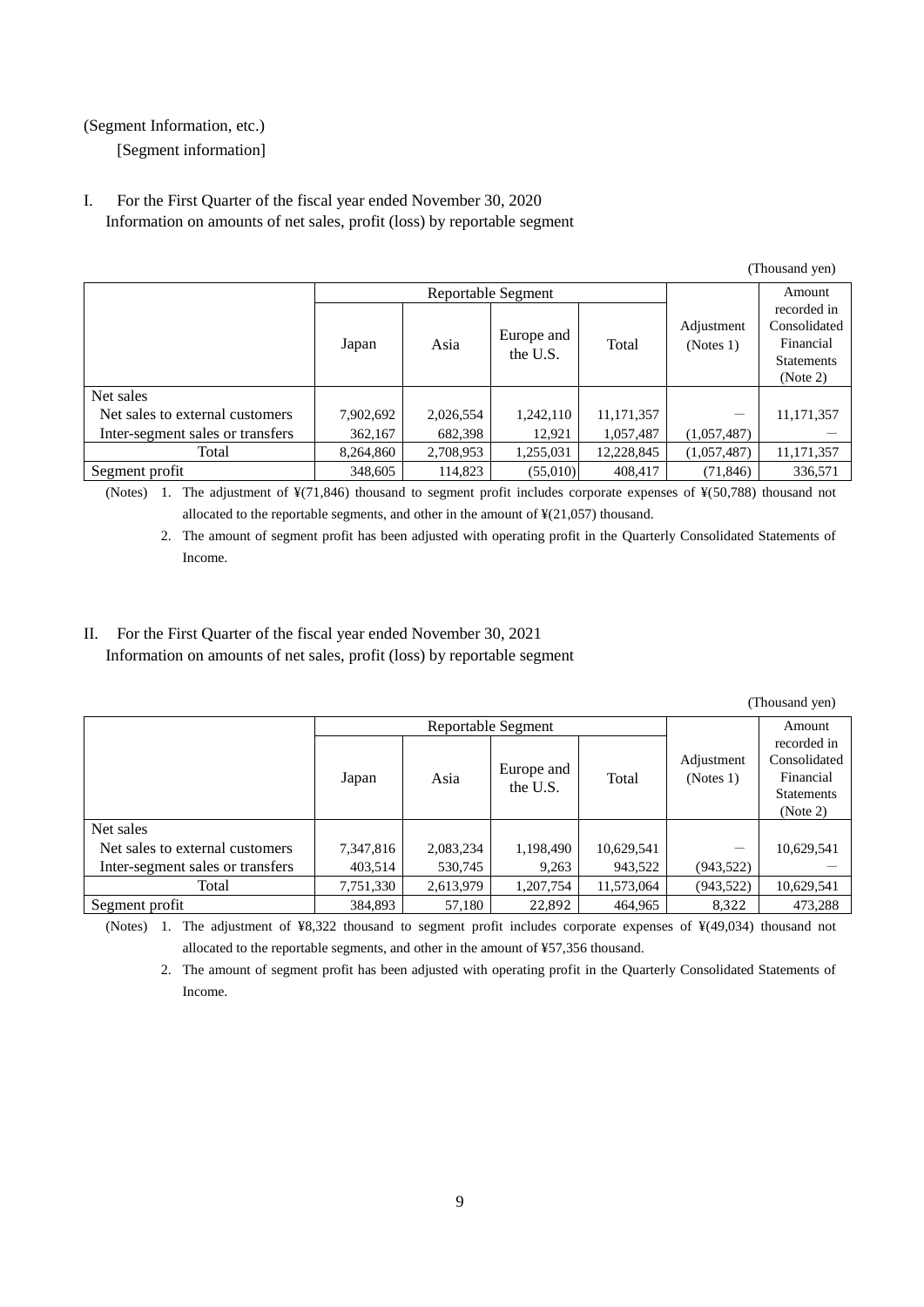(Segment Information, etc.)

[Segment information]

I. For the First Quarter of the fiscal year ended November 30, 2020

Information on amounts of net sales, profit (loss) by reportable segment

(Thousand yen)

| | Reportable Segment | | | | Adjustment (Notes 1) | Amount recorded in Consolidated Financial Statements (Note 2) |
|---|---|---|---|---|---|---|
| | Japan | Asia | Europe and the U.S. | Total | | |
| Net sales | | | | | | |
| Net sales to external customers | 7,902,692 | 2,026,554 | 1,242,110 | 11,171,357 | ― | 11,171,357 |
| Inter-segment sales or transfers | 362,167 | 682,398 | 12,921 | 1,057,487 | (1,057,487) | ― |
| Total | 8,264,860 | 2,708,953 | 1,255,031 | 12,228,845 | (1,057,487) | 11,171,357 |
| Segment profit | 348,605 | 114,823 | (55,010) | 408,417 | (71,846) | 336,571 |

(Notes) 1. The adjustment of ¥(71,846) thousand to segment profit includes corporate expenses of ¥(50,788) thousand not allocated to the reportable segments, and other in the amount of ¥(21,057) thousand.

2. The amount of segment profit has been adjusted with operating profit in the Quarterly Consolidated Statements of Income.

II. For the First Quarter of the fiscal year ended November 30, 2021

Information on amounts of net sales, profit (loss) by reportable segment

(Thousand yen)

| | Reportable Segment | | | | Adjustment (Notes 1) | Amount recorded in Consolidated Financial Statements (Note 2) |
|---|---|---|---|---|---|---|
| | Japan | Asia | Europe and the U.S. | Total | | |
| Net sales | | | | | | |
| Net sales to external customers | 7,347,816 | 2,083,234 | 1,198,490 | 10,629,541 | ― | 10,629,541 |
| Inter-segment sales or transfers | 403,514 | 530,745 | 9,263 | 943,522 | (943,522) | ― |
| Total | 7,751,330 | 2,613,979 | 1,207,754 | 11,573,064 | (943,522) | 10,629,541 |
| Segment profit | 384,893 | 57,180 | 22,892 | 464,965 | 8,322 | 473,288 |

(Notes) 1. The adjustment of ¥8,322 thousand to segment profit includes corporate expenses of ¥(49,034) thousand not allocated to the reportable segments, and other in the amount of ¥57,356 thousand.

2. The amount of segment profit has been adjusted with operating profit in the Quarterly Consolidated Statements of Income.